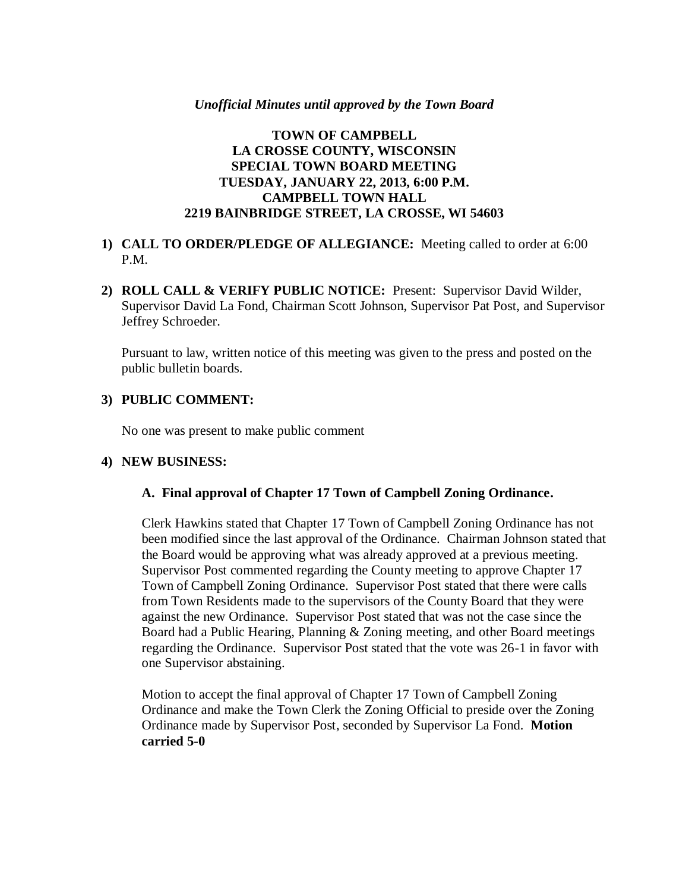*Unofficial Minutes until approved by the Town Board*

**TOWN OF CAMPBELL**
**LA CROSSE COUNTY, WISCONSIN**
**SPECIAL TOWN BOARD MEETING**
**TUESDAY, JANUARY 22, 2013, 6:00 P.M.**
**CAMPBELL TOWN HALL**
**2219 BAINBRIDGE STREET, LA CROSSE, WI 54603**

1) **CALL TO ORDER/PLEDGE OF ALLEGIANCE:** Meeting called to order at 6:00 P.M.

2) **ROLL CALL & VERIFY PUBLIC NOTICE:** Present: Supervisor David Wilder, Supervisor David La Fond, Chairman Scott Johnson, Supervisor Pat Post, and Supervisor Jeffrey Schroeder.

   Pursuant to law, written notice of this meeting was given to the press and posted on the public bulletin boards.

3) **PUBLIC COMMENT:**

   No one was present to make public comment

4) **NEW BUSINESS:**

   **A. Final approval of Chapter 17 Town of Campbell Zoning Ordinance.**

   Clerk Hawkins stated that Chapter 17 Town of Campbell Zoning Ordinance has not been modified since the last approval of the Ordinance. Chairman Johnson stated that the Board would be approving what was already approved at a previous meeting. Supervisor Post commented regarding the County meeting to approve Chapter 17 Town of Campbell Zoning Ordinance. Supervisor Post stated that there were calls from Town Residents made to the supervisors of the County Board that they were against the new Ordinance. Supervisor Post stated that was not the case since the Board had a Public Hearing, Planning & Zoning meeting, and other Board meetings regarding the Ordinance. Supervisor Post stated that the vote was 26-1 in favor with one Supervisor abstaining.

   Motion to accept the final approval of Chapter 17 Town of Campbell Zoning Ordinance and make the Town Clerk the Zoning Official to preside over the Zoning Ordinance made by Supervisor Post, seconded by Supervisor La Fond. **Motion carried 5-0**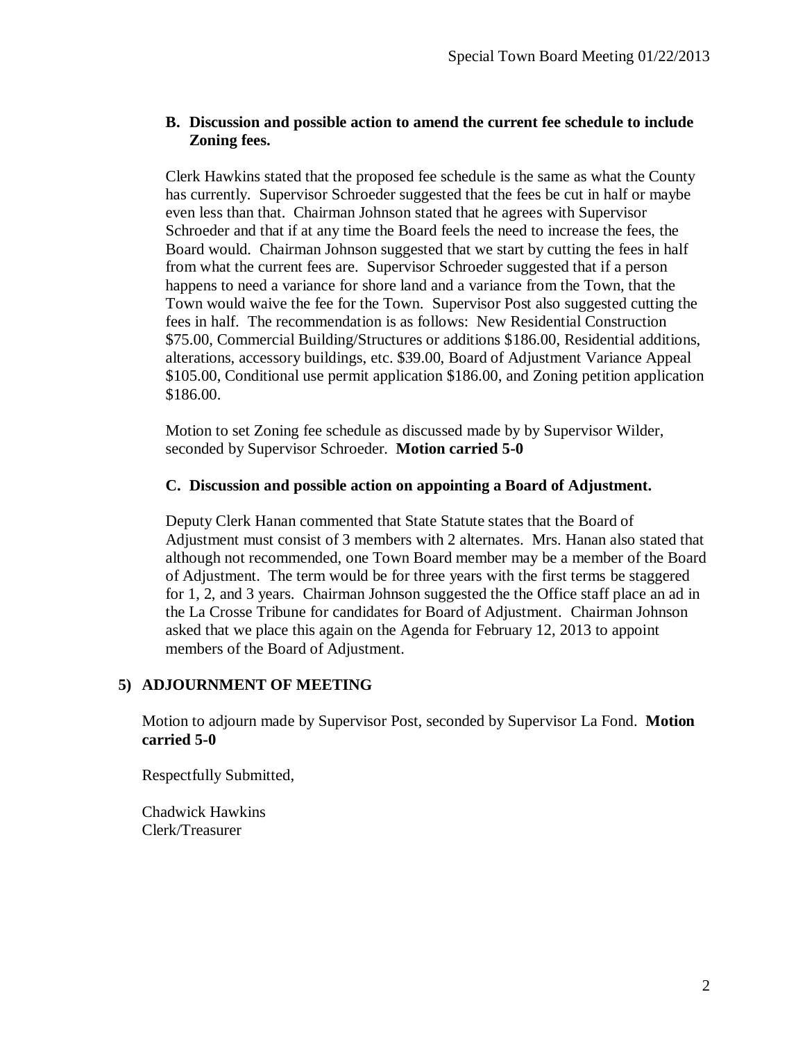**B. Discussion and possible action to amend the current fee schedule to include Zoning fees.**

Clerk Hawkins stated that the proposed fee schedule is the same as what the County has currently. Supervisor Schroeder suggested that the fees be cut in half or maybe even less than that. Chairman Johnson stated that he agrees with Supervisor Schroeder and that if at any time the Board feels the need to increase the fees, the Board would. Chairman Johnson suggested that we start by cutting the fees in half from what the current fees are. Supervisor Schroeder suggested that if a person happens to need a variance for shore land and a variance from the Town, that the Town would waive the fee for the Town. Supervisor Post also suggested cutting the fees in half. The recommendation is as follows: New Residential Construction $75.00, Commercial Building/Structures or additions $186.00, Residential additions, alterations, accessory buildings, etc. $39.00, Board of Adjustment Variance Appeal $105.00, Conditional use permit application $186.00, and Zoning petition application $186.00.

Motion to set Zoning fee schedule as discussed made by by Supervisor Wilder, seconded by Supervisor Schroeder. **Motion carried 5-0**

**C. Discussion and possible action on appointing a Board of Adjustment.**

Deputy Clerk Hanan commented that State Statute states that the Board of Adjustment must consist of 3 members with 2 alternates. Mrs. Hanan also stated that although not recommended, one Town Board member may be a member of the Board of Adjustment. The term would be for three years with the first terms be staggered for 1, 2, and 3 years. Chairman Johnson suggested the the Office staff place an ad in the La Crosse Tribune for candidates for Board of Adjustment. Chairman Johnson asked that we place this again on the Agenda for February 12, 2013 to appoint members of the Board of Adjustment.

**5) ADJOURNMENT OF MEETING**

Motion to adjourn made by Supervisor Post, seconded by Supervisor La Fond. **Motion carried 5-0**

Respectfully Submitted,

Chadwick Hawkins
Clerk/Treasurer